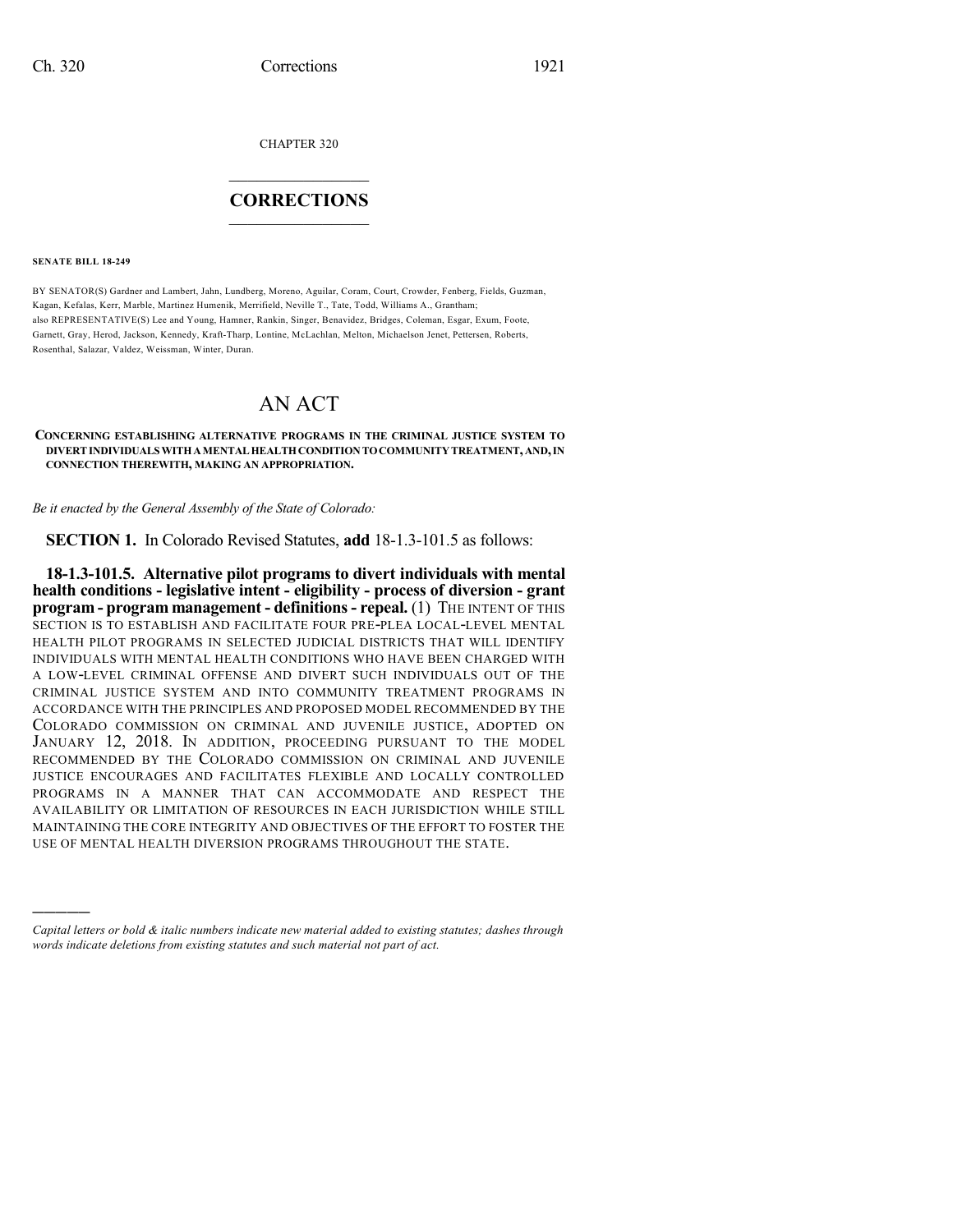CHAPTER 320

# CORRECTIONS

**SENATE BILL 18-249**

BY SENATOR(S) Gardner and Lambert, Jahn, Lundberg, Moreno, Aguilar, Coram, Court, Crowder, Fenberg, Fields, Guzman, Kagan, Kefalas, Kerr, Marble, Martinez Humenik, Merrifield, Neville T., Tate, Todd, Williams A., Grantham;
also REPRESENTATIVE(S) Lee and Young, Hamner, Rankin, Singer, Benavidez, Bridges, Coleman, Esgar, Exum, Foote, Garnett, Gray, Herod, Jackson, Kennedy, Kraft-Tharp, Lontine, McLachlan, Melton, Michaelson Jenet, Pettersen, Roberts, Rosenthal, Salazar, Valdez, Weissman, Winter, Duran.

# AN ACT

**CONCERNING ESTABLISHING ALTERNATIVE PROGRAMS IN THE CRIMINAL JUSTICE SYSTEM TO DIVERT INDIVIDUALS WITH A MENTAL HEALTH CONDITION TO COMMUNITY TREATMENT, AND, IN CONNECTION THEREWITH, MAKING AN APPROPRIATION.**

*Be it enacted by the General Assembly of the State of Colorado:*

**SECTION 1.** In Colorado Revised Statutes, **add** 18-1.3-101.5 as follows:

**18-1.3-101.5. Alternative pilot programs to divert individuals with mental health conditions - legislative intent - eligibility - process of diversion - grant program - program management - definitions - repeal.** (1) THE INTENT OF THIS SECTION IS TO ESTABLISH AND FACILITATE FOUR PRE-PLEA LOCAL-LEVEL MENTAL HEALTH PILOT PROGRAMS IN SELECTED JUDICIAL DISTRICTS THAT WILL IDENTIFY INDIVIDUALS WITH MENTAL HEALTH CONDITIONS WHO HAVE BEEN CHARGED WITH A LOW-LEVEL CRIMINAL OFFENSE AND DIVERT SUCH INDIVIDUALS OUT OF THE CRIMINAL JUSTICE SYSTEM AND INTO COMMUNITY TREATMENT PROGRAMS IN ACCORDANCE WITH THE PRINCIPLES AND PROPOSED MODEL RECOMMENDED BY THE COLORADO COMMISSION ON CRIMINAL AND JUVENILE JUSTICE, ADOPTED ON JANUARY 12, 2018. IN ADDITION, PROCEEDING PURSUANT TO THE MODEL RECOMMENDED BY THE COLORADO COMMISSION ON CRIMINAL AND JUVENILE JUSTICE ENCOURAGES AND FACILITATES FLEXIBLE AND LOCALLY CONTROLLED PROGRAMS IN A MANNER THAT CAN ACCOMMODATE AND RESPECT THE AVAILABILITY OR LIMITATION OF RESOURCES IN EACH JURISDICTION WHILE STILL MAINTAINING THE CORE INTEGRITY AND OBJECTIVES OF THE EFFORT TO FOSTER THE USE OF MENTAL HEALTH DIVERSION PROGRAMS THROUGHOUT THE STATE.

---

*Capital letters or bold & italic numbers indicate new material added to existing statutes; dashes through words indicate deletions from existing statutes and such material not part of act.*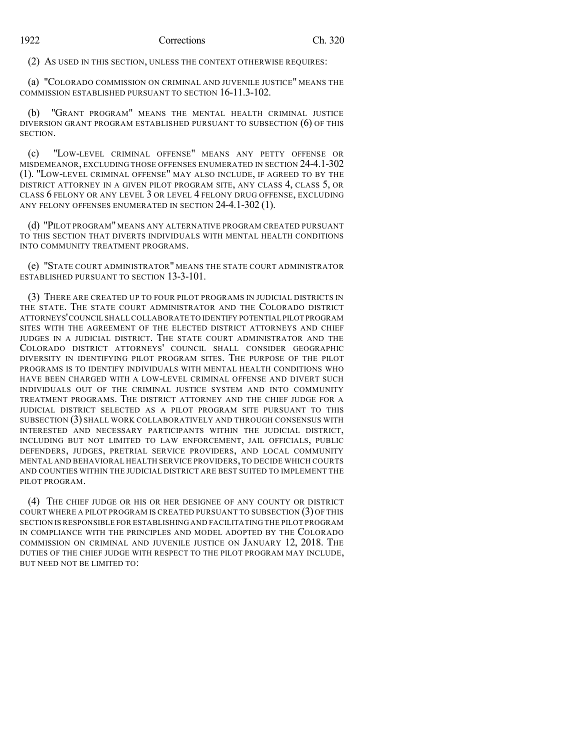(2) AS USED IN THIS SECTION, UNLESS THE CONTEXT OTHERWISE REQUIRES:

(a) "COLORADO COMMISSION ON CRIMINAL AND JUVENILE JUSTICE" MEANS THE COMMISSION ESTABLISHED PURSUANT TO SECTION 16-11.3-102.

(b) "GRANT PROGRAM" MEANS THE MENTAL HEALTH CRIMINAL JUSTICE DIVERSION GRANT PROGRAM ESTABLISHED PURSUANT TO SUBSECTION (6) OF THIS SECTION.

(c) "LOW-LEVEL CRIMINAL OFFENSE" MEANS ANY PETTY OFFENSE OR MISDEMEANOR, EXCLUDING THOSE OFFENSES ENUMERATED IN SECTION 24-4.1-302 (1). "LOW-LEVEL CRIMINAL OFFENSE" MAY ALSO INCLUDE, IF AGREED TO BY THE DISTRICT ATTORNEY IN A GIVEN PILOT PROGRAM SITE, ANY CLASS 4, CLASS 5, OR CLASS 6 FELONY OR ANY LEVEL 3 OR LEVEL 4 FELONY DRUG OFFENSE, EXCLUDING ANY FELONY OFFENSES ENUMERATED IN SECTION 24-4.1-302 (1).

(d) "PILOT PROGRAM" MEANS ANY ALTERNATIVE PROGRAM CREATED PURSUANT TO THIS SECTION THAT DIVERTS INDIVIDUALS WITH MENTAL HEALTH CONDITIONS INTO COMMUNITY TREATMENT PROGRAMS.

(e) "STATE COURT ADMINISTRATOR" MEANS THE STATE COURT ADMINISTRATOR ESTABLISHED PURSUANT TO SECTION 13-3-101.

(3) THERE ARE CREATED UP TO FOUR PILOT PROGRAMS IN JUDICIAL DISTRICTS IN THE STATE. THE STATE COURT ADMINISTRATOR AND THE COLORADO DISTRICT ATTORNEYS' COUNCIL SHALL COLLABORATE TO IDENTIFY POTENTIAL PILOT PROGRAM SITES WITH THE AGREEMENT OF THE ELECTED DISTRICT ATTORNEYS AND CHIEF JUDGES IN A JUDICIAL DISTRICT. THE STATE COURT ADMINISTRATOR AND THE COLORADO DISTRICT ATTORNEYS' COUNCIL SHALL CONSIDER GEOGRAPHIC DIVERSITY IN IDENTIFYING PILOT PROGRAM SITES. THE PURPOSE OF THE PILOT PROGRAMS IS TO IDENTIFY INDIVIDUALS WITH MENTAL HEALTH CONDITIONS WHO HAVE BEEN CHARGED WITH A LOW-LEVEL CRIMINAL OFFENSE AND DIVERT SUCH INDIVIDUALS OUT OF THE CRIMINAL JUSTICE SYSTEM AND INTO COMMUNITY TREATMENT PROGRAMS. THE DISTRICT ATTORNEY AND THE CHIEF JUDGE FOR A JUDICIAL DISTRICT SELECTED AS A PILOT PROGRAM SITE PURSUANT TO THIS SUBSECTION (3) SHALL WORK COLLABORATIVELY AND THROUGH CONSENSUS WITH INTERESTED AND NECESSARY PARTICIPANTS WITHIN THE JUDICIAL DISTRICT, INCLUDING BUT NOT LIMITED TO LAW ENFORCEMENT, JAIL OFFICIALS, PUBLIC DEFENDERS, JUDGES, PRETRIAL SERVICE PROVIDERS, AND LOCAL COMMUNITY MENTAL AND BEHAVIORAL HEALTH SERVICE PROVIDERS, TO DECIDE WHICH COURTS AND COUNTIES WITHIN THE JUDICIAL DISTRICT ARE BEST SUITED TO IMPLEMENT THE PILOT PROGRAM.

(4) THE CHIEF JUDGE OR HIS OR HER DESIGNEE OF ANY COUNTY OR DISTRICT COURT WHERE A PILOT PROGRAM IS CREATED PURSUANT TO SUBSECTION (3) OF THIS SECTION IS RESPONSIBLE FOR ESTABLISHING AND FACILITATING THE PILOT PROGRAM IN COMPLIANCE WITH THE PRINCIPLES AND MODEL ADOPTED BY THE COLORADO COMMISSION ON CRIMINAL AND JUVENILE JUSTICE ON JANUARY 12, 2018. THE DUTIES OF THE CHIEF JUDGE WITH RESPECT TO THE PILOT PROGRAM MAY INCLUDE, BUT NEED NOT BE LIMITED TO: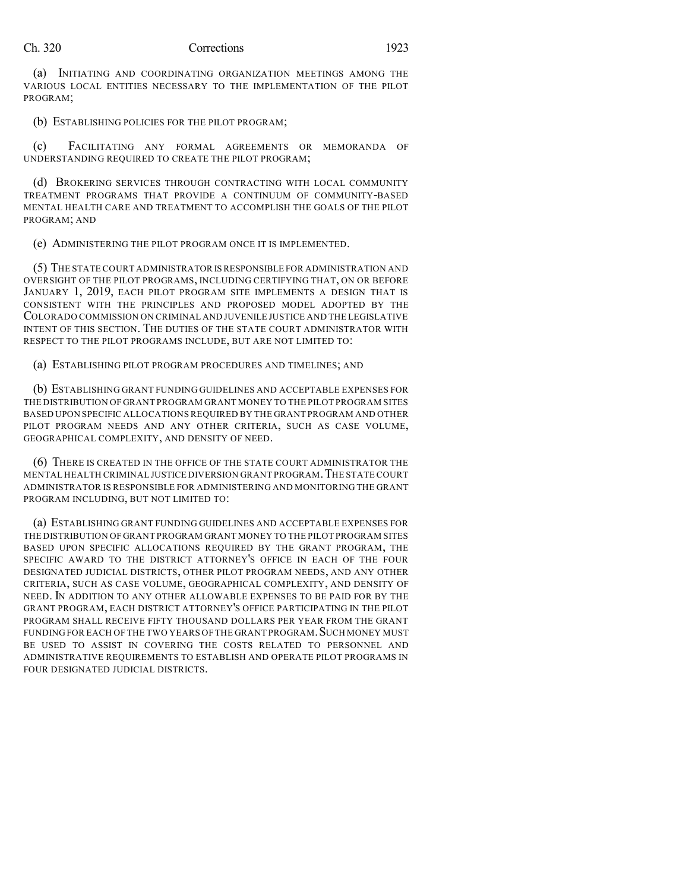(a) INITIATING AND COORDINATING ORGANIZATION MEETINGS AMONG THE VARIOUS LOCAL ENTITIES NECESSARY TO THE IMPLEMENTATION OF THE PILOT PROGRAM;

(b) ESTABLISHING POLICIES FOR THE PILOT PROGRAM;

(c) FACILITATING ANY FORMAL AGREEMENTS OR MEMORANDA OF UNDERSTANDING REQUIRED TO CREATE THE PILOT PROGRAM;

(d) BROKERING SERVICES THROUGH CONTRACTING WITH LOCAL COMMUNITY TREATMENT PROGRAMS THAT PROVIDE A CONTINUUM OF COMMUNITY-BASED MENTAL HEALTH CARE AND TREATMENT TO ACCOMPLISH THE GOALS OF THE PILOT PROGRAM; AND

(e) ADMINISTERING THE PILOT PROGRAM ONCE IT IS IMPLEMENTED.

(5) THE STATE COURT ADMINISTRATOR IS RESPONSIBLE FOR ADMINISTRATION AND OVERSIGHT OF THE PILOT PROGRAMS, INCLUDING CERTIFYING THAT, ON OR BEFORE JANUARY 1, 2019, EACH PILOT PROGRAM SITE IMPLEMENTS A DESIGN THAT IS CONSISTENT WITH THE PRINCIPLES AND PROPOSED MODEL ADOPTED BY THE COLORADO COMMISSION ON CRIMINAL AND JUVENILE JUSTICE AND THE LEGISLATIVE INTENT OF THIS SECTION. THE DUTIES OF THE STATE COURT ADMINISTRATOR WITH RESPECT TO THE PILOT PROGRAMS INCLUDE, BUT ARE NOT LIMITED TO:

(a) ESTABLISHING PILOT PROGRAM PROCEDURES AND TIMELINES; AND

(b) ESTABLISHING GRANT FUNDING GUIDELINES AND ACCEPTABLE EXPENSES FOR THE DISTRIBUTION OF GRANT PROGRAM GRANT MONEY TO THE PILOT PROGRAM SITES BASED UPON SPECIFIC ALLOCATIONS REQUIRED BY THE GRANT PROGRAM AND OTHER PILOT PROGRAM NEEDS AND ANY OTHER CRITERIA, SUCH AS CASE VOLUME, GEOGRAPHICAL COMPLEXITY, AND DENSITY OF NEED.

(6) THERE IS CREATED IN THE OFFICE OF THE STATE COURT ADMINISTRATOR THE MENTAL HEALTH CRIMINAL JUSTICE DIVERSION GRANT PROGRAM. THE STATE COURT ADMINISTRATOR IS RESPONSIBLE FOR ADMINISTERING AND MONITORING THE GRANT PROGRAM INCLUDING, BUT NOT LIMITED TO:

(a) ESTABLISHING GRANT FUNDING GUIDELINES AND ACCEPTABLE EXPENSES FOR THE DISTRIBUTION OF GRANT PROGRAM GRANT MONEY TO THE PILOT PROGRAM SITES BASED UPON SPECIFIC ALLOCATIONS REQUIRED BY THE GRANT PROGRAM, THE SPECIFIC AWARD TO THE DISTRICT ATTORNEY'S OFFICE IN EACH OF THE FOUR DESIGNATED JUDICIAL DISTRICTS, OTHER PILOT PROGRAM NEEDS, AND ANY OTHER CRITERIA, SUCH AS CASE VOLUME, GEOGRAPHICAL COMPLEXITY, AND DENSITY OF NEED. IN ADDITION TO ANY OTHER ALLOWABLE EXPENSES TO BE PAID FOR BY THE GRANT PROGRAM, EACH DISTRICT ATTORNEY'S OFFICE PARTICIPATING IN THE PILOT PROGRAM SHALL RECEIVE FIFTY THOUSAND DOLLARS PER YEAR FROM THE GRANT FUNDING FOR EACH OF THE TWO YEARS OF THE GRANT PROGRAM. SUCH MONEY MUST BE USED TO ASSIST IN COVERING THE COSTS RELATED TO PERSONNEL AND ADMINISTRATIVE REQUIREMENTS TO ESTABLISH AND OPERATE PILOT PROGRAMS IN FOUR DESIGNATED JUDICIAL DISTRICTS.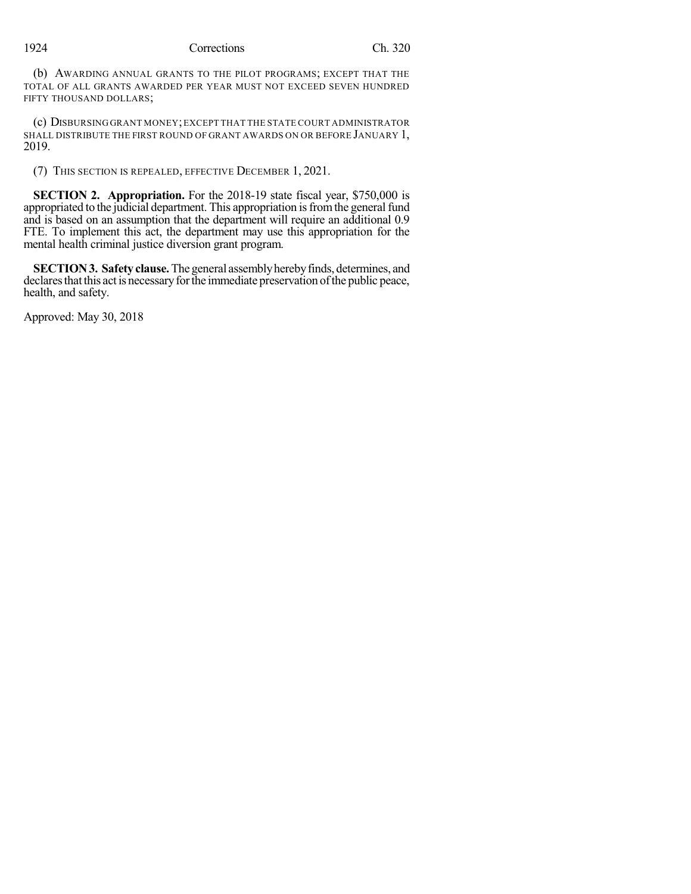(b) AWARDING ANNUAL GRANTS TO THE PILOT PROGRAMS; EXCEPT THAT THE TOTAL OF ALL GRANTS AWARDED PER YEAR MUST NOT EXCEED SEVEN HUNDRED FIFTY THOUSAND DOLLARS;

(c) DISBURSING GRANT MONEY; EXCEPT THAT THE STATE COURT ADMINISTRATOR SHALL DISTRIBUTE THE FIRST ROUND OF GRANT AWARDS ON OR BEFORE JANUARY 1, 2019.

(7) THIS SECTION IS REPEALED, EFFECTIVE DECEMBER 1, 2021.

**SECTION 2. Appropriation.** For the 2018-19 state fiscal year, $750,000 is appropriated to the judicial department. This appropriation is from the general fund and is based on an assumption that the department will require an additional 0.9 FTE. To implement this act, the department may use this appropriation for the mental health criminal justice diversion grant program.

**SECTION 3. Safety clause.** The general assembly hereby finds, determines, and declares that this act is necessary for the immediate preservation of the public peace, health, and safety.

Approved: May 30, 2018